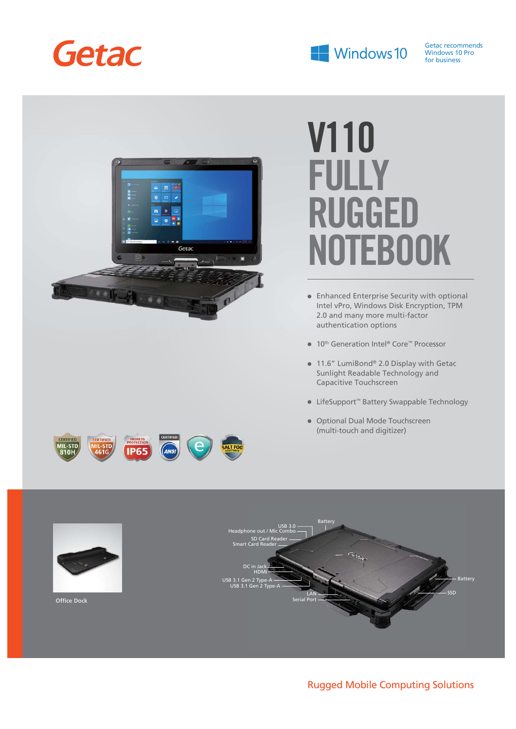Getac

Windows 10

Getac recommends Windows 10 Pro for business

# V110 FULLY RUGGED NOTEBOOK

- Enhanced Enterprise Security with optional Intel vPro, Windows Disk Encryption, TPM 2.0 and many more multi-factor authentication options
- 10th Generation Intel® Core™ Processor
- 11.6" LumiBond® 2.0 Display with Getac Sunlight Readable Technology and Capacitive Touchscreen
- LifeSupport™ Battery Swappable Technology
- Optional Dual Mode Touchscreen (multi-touch and digitizer)

CERTIFIED MIL-STD 810H | CERTIFIED MIL-STD 461G | INGRESS PROTECTION IP65 | CERTIFIED ANSI | SALT FOG RESISTANCE

Office Dock

USB 3.0
Headphone out / Mic Combo
SD Card Reader
Smart Card Reader
DC in Jack
HDMI
USB 3.1 Gen 2 Type-A
USB 3.1 Gen 2 Type-A
LAN
Serial Port
Battery
Battery
SSD

Rugged Mobile Computing Solutions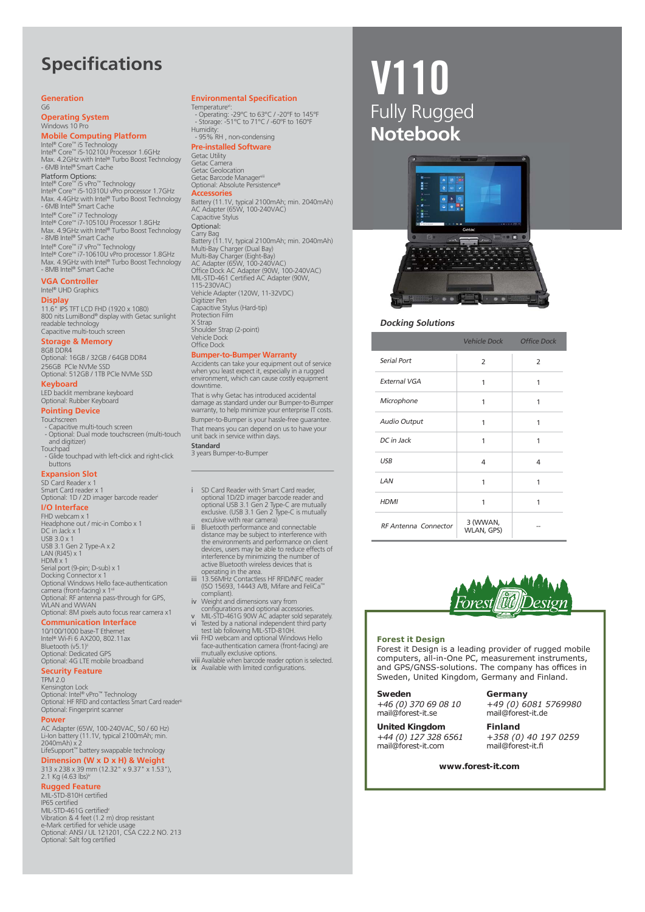# Specifications

## Generation
G6

## Operating System
Windows 10 Pro

## Mobile Computing Platform
Intel® Core™ i5 Technology
Intel® Core™ i5-10210U Processor 1.6GHz
Max. 4.2GHz with Intel® Turbo Boost Technology
- 6MB Intel® Smart Cache

Platform Options:
Intel® Core™ i5 vPro™ Technology
Intel® Core™ i5-10310U vPro processor 1.7GHz
Max. 4.4GHz with Intel® Turbo Boost Technology
- 6MB Intel® Smart Cache
Intel® Core™ i7 Technology
Intel® Core™ i7-10510U Processor 1.8GHz
Max. 4.9GHz with Intel® Turbo Boost Technology
- 8MB Intel® Smart Cache
Intel® Core™ i7 vPro™ Technology
Intel® Core™ i7-10610U vPro processor 1.8GHz
Max. 4.9GHz with Intel® Turbo Boost Technology
- 8MB Intel® Smart Cache

## VGA Controller
Intel® UHD Graphics

## Display
11.6" IPS TFT LCD FHD (1920 x 1080)
800 nits LumiBond® display with Getac sunlight readable technology
Capacitive multi-touch screen

## Storage & Memory
8GB DDR4
Optional: 16GB / 32GB / 64GB DDR4
256GB PCIe NVMe SSD
Optional: 512GB / 1TB PCIe NVMe SSD

## Keyboard
LED backlit membrane keyboard
Optional: Rubber Keyboard

## Pointing Device
Touchscreen
- Capacitive multi-touch screen
- Optional: Dual mode touchscreen (multi-touch and digitizer)

Touchpad
- Glide touchpad with left-click and right-click buttons

## Expansion Slot
SD Card Reader x 1
Smart Card reader x 1
Optional: 1D / 2D imager barcode reader[i]

## I/O Interface
FHD webcam x 1
Headphone out / mic-in Combo x 1
DC in Jack x 1
USB 3.0 x 1
USB 3.1 Gen 2 Type-A x 2
LAN (RJ45) x 1
HDMI x 1
Serial port (9-pin; D-sub) x 1
Docking Connector x 1
Optional Windows Hello face-authentication camera (front-facing) x 1[vii]
Optional: RF antenna pass-through for GPS, WLAN and WWAN
Optional: 8M pixels auto focus rear camera x1

## Communication Interface
10/100/1000 base-T Ethernet
Intel® Wi-Fi 6 AX200, 802.11ax
Bluetooth (v5.1)[ii]
Optional: Dedicated GPS
Optional: 4G LTE mobile broadband

## Security Feature
TPM 2.0
Kensington Lock
Optional: Intel® vPro™ Technology
Optional: HF RFID and contactless Smart Card reader[iii]
Optional: Fingerprint scanner

## Power
AC Adapter (65W, 100-240VAC, 50 / 60 Hz)
Li-Ion battery (11.1V, typical 2100mAh; min. 2040mAh) x 2
LifeSupport™ battery swappable technology

## Dimension (W x D x H) & Weight
313 x 238 x 39 mm (12.32" x 9.37" x 1.53"), 2.1 Kg (4.63 lbs)[iv]

## Rugged Feature
MIL-STD-810H certified
IP65 certified
MIL-STD-461G certified[v]
Vibration & 4 feet (1.2 m) drop resistant
e-Mark certified for vehicle usage
Optional: ANSI / UL 121201, CSA C22.2 NO. 213
Optional: Salt fog certified

## Environmental Specification
Temperature[vi]:
- Operating: -29°C to 63°C / -20°F to 145°F
- Storage: -51°C to 71°C / -60°F to 160°F

Humidity:
- 95% RH , non-condensing

## Pre-installed Software
Getac Utility
Getac Camera
Getac Geolocation
Getac Barcode Manager[viii]
Optional: Absolute Persistence®

## Accessories
Battery (11.1V, typical 2100mAh; min. 2040mAh)
AC Adapter (65W, 100-240VAC)
Capacitive Stylus

Optional:
Carry Bag
Battery (11.1V, typical 2100mAh; min. 2040mAh)
Multi-Bay Charger (Dual Bay)
Multi-Bay Charger (Eight-Bay)
AC Adapter (65W, 100-240VAC)
Office Dock AC Adapter (90W, 100-240VAC)
MIL-STD-461 Certified AC Adapter (90W, 115-230VAC)
Vehicle Adapter (120W, 11-32VDC)
Digitizer Pen
Capacitive Stylus (Hard-tip)
Protection Film
X Strap
Shoulder Strap (2-point)
Vehicle Dock
Office Dock

## Bumper-to-Bumper Warranty
Accidents can take your equipment out of service when you least expect it, especially in a rugged environment, which can cause costly equipment downtime.

That is why Getac has introduced accidental damage as standard under our Bumper-to-Bumper warranty, to help minimize your enterprise IT costs.

Bumper-to-Bumper is your hassle-free guarantee. That means you can depend on us to have your unit back in service within days.

**Standard**
3 years Bumper-to-Bumper

---

i SD Card Reader with Smart Card reader, optional 1D/2D imager barcode reader and optional USB 3.1 Gen 2 Type-C are mutually exclusive. (USB 3.1 Gen 2 Type-C is mutually exclusive with rear camera)
ii Bluetooth performance and connectable distance may be subject to interference with the environments and performance on client devices, users may be able to reduce effects of interference by minimizing the number of active Bluetooth wireless devices that is operating in the area.
iii 13.56MHz Contactless HF RFID/NFC reader (ISO 15693, 14443 A/B, Mifare and FeliCa™ compliant).
iv Weight and dimensions vary from configurations and optional accessories.
v MIL-STD-461G 90W AC adapter sold separately.
vi Tested by a national independent third party test lab following MIL-STD-810H.
vii FHD webcam and optional Windows Hello face-authentication camera (front-facing) are mutually exclusive options.
viii Available when barcode reader option is selected.
ix Available with limited configurations.

# V110
Fully Rugged
**Notebook**

### *Docking Solutions*

| | Vehicle Dock | Office Dock |
|---|---|---|
| Serial Port | 2 | 2 |
| External VGA | 1 | 1 |
| Microphone | 1 | 1 |
| Audio Output | 1 | 1 |
| DC in Jack | 1 | 1 |
| USB | 4 | 4 |
| LAN | 1 | 1 |
| HDMI | 1 | 1 |
| RF Antenna Connector | 3 (WWAN, WLAN, GPS) | -- |

Forest it Design

**Forest it Design**
Forest it Design is a leading provider of rugged mobile computers, all-in-One PC, measurement instruments, and GPS/GNSS-solutions. The company has offices in Sweden, United Kingdom, Germany and Finland.

**Sweden**
+46 (0) 370 69 08 10
mail@forest-it.se

**Germany**
+49 (0) 6081 5769980
mail@forest-it.de

**United Kingdom**
+44 (0) 127 328 6561
mail@forest-it.com

**Finland**
+358 (0) 40 197 0259
mail@forest-it.fi

**www.forest-it.com**